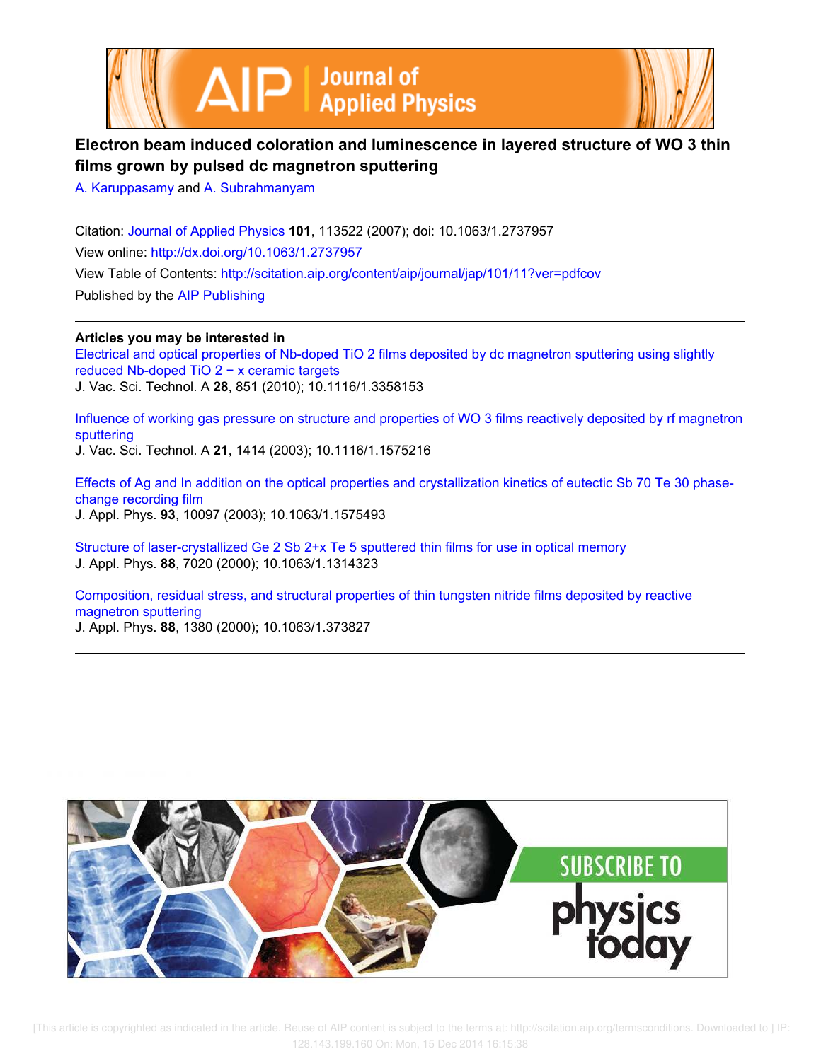# Electron beam induced coloration and luminescence in layered structure of $WO_3$ thin films grown by pulsed dc magnetron sputtering

A. Karuppasamy and A. Subrahmanyam

Citation: Journal of Applied Physics **101**, 113522 (2007); doi: 10.1063/1.2737957

View online: http://dx.doi.org/10.1063/1.2737957

View Table of Contents: http://scitation.aip.org/content/aip/journal/jap/101/11?ver=pdfcov

Published by the AIP Publishing

---

**Articles you may be interested in**

Electrical and optical properties of Nb-doped $TiO_2$ films deposited by dc magnetron sputtering using slightly reduced Nb-doped $TiO_{2-x}$ ceramic targets
J. Vac. Sci. Technol. A **28**, 851 (2010); 10.1116/1.3358153

Influence of working gas pressure on structure and properties of $WO_3$ films reactively deposited by rf magnetron sputtering
J. Vac. Sci. Technol. A **21**, 1414 (2003); 10.1116/1.1575216

Effects of Ag and In addition on the optical properties and crystallization kinetics of eutectic $Sb_{70}Te_{30}$ phase-change recording film
J. Appl. Phys. **93**, 10097 (2003); 10.1063/1.1575493

Structure of laser-crystallized $Ge_2Sb_{2+x}Te_5$ sputtered thin films for use in optical memory
J. Appl. Phys. **88**, 7020 (2000); 10.1063/1.1314323

Composition, residual stress, and structural properties of thin tungsten nitride films deposited by reactive magnetron sputtering
J. Appl. Phys. **88**, 1380 (2000); 10.1063/1.373827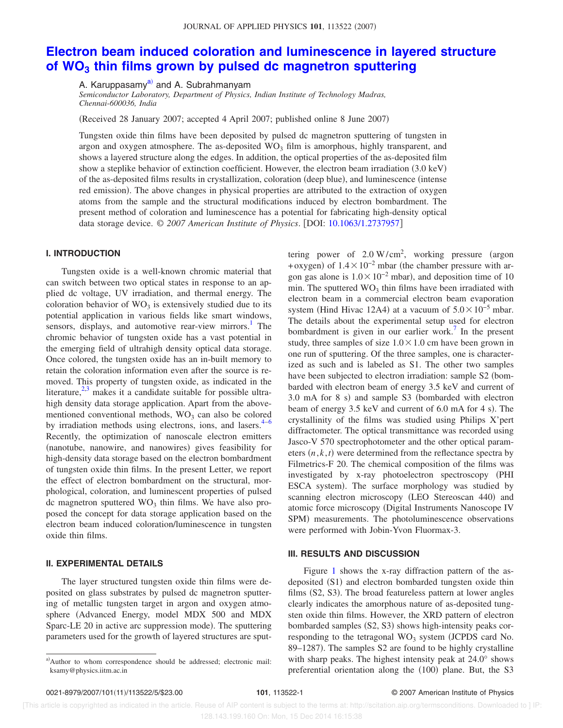# Electron beam induced coloration and luminescence in layered structure of $WO_3$ thin films grown by pulsed dc magnetron sputtering

A. Karuppasamy[a] and A. Subrahmanyam

*Semiconductor Laboratory, Department of Physics, Indian Institute of Technology Madras, Chennai-600036, India*

(Received 28 January 2007; accepted 4 April 2007; published online 8 June 2007)

Tungsten oxide thin films have been deposited by pulsed dc magnetron sputtering of tungsten in argon and oxygen atmosphere. The as-deposited $WO_3$ film is amorphous, highly transparent, and shows a layered structure along the edges. In addition, the optical properties of the as-deposited film show a steplike behavior of extinction coefficient. However, the electron beam irradiation (3.0 keV) of the as-deposited films results in crystallization, coloration (deep blue), and luminescence (intense red emission). The above changes in physical properties are attributed to the extraction of oxygen atoms from the sample and the structural modifications induced by electron bombardment. The present method of coloration and luminescence has a potential for fabricating high-density optical data storage device. © *2007 American Institute of Physics*. [DOI: 10.1063/1.2737957]

## I. INTRODUCTION

Tungsten oxide is a well-known chromic material that can switch between two optical states in response to an applied dc voltage, UV irradiation, and thermal energy. The coloration behavior of $WO_3$ is extensively studied due to its potential application in various fields like smart windows, sensors, displays, and automotive rear-view mirrors.[1] The chromic behavior of tungsten oxide has a vast potential in the emerging field of ultrahigh density optical data storage. Once colored, the tungsten oxide has an in-built memory to retain the coloration information even after the source is removed. This property of tungsten oxide, as indicated in the literature,[2,3] makes it a candidate suitable for possible ultrahigh density data storage application. Apart from the above-mentioned conventional methods, $WO_3$ can also be colored by irradiation methods using electrons, ions, and lasers.[4–6] Recently, the optimization of nanoscale electron emitters (nanotube, nanowire, and nanowires) gives feasibility for high-density data storage based on the electron bombardment of tungsten oxide thin films. In the present Letter, we report the effect of electron bombardment on the structural, morphological, coloration, and luminescent properties of pulsed dc magnetron sputtered $WO_3$ thin films. We have also proposed the concept for data storage application based on the electron beam induced coloration/luminescence in tungsten oxide thin films.

## II. EXPERIMENTAL DETAILS

The layer structured tungsten oxide thin films were deposited on glass substrates by pulsed dc magnetron sputtering of metallic tungsten target in argon and oxygen atmosphere (Advanced Energy, model MDX 500 and MDX Sparc-LE 20 in active arc suppression mode). The sputtering parameters used for the growth of layered structures are sputtering power of $2.0\ \mathrm{W/cm^2}$, working pressure (argon + oxygen) of $1.4\times10^{-2}$ mbar (the chamber pressure with argon gas alone is $1.0\times10^{-2}$ mbar), and deposition time of 10 min. The sputtered $WO_3$ thin films have been irradiated with electron beam in a commercial electron beam evaporation system (Hind Hivac 12A4) at a vacuum of $5.0\times10^{-5}$ mbar. The details about the experimental setup used for electron bombardment is given in our earlier work.[7] In the present study, three samples of size $1.0\times1.0$ cm have been grown in one run of sputtering. Of the three samples, one is characterized as such and is labeled as S1. The other two samples have been subjected to electron irradiation: sample S2 (bombarded with electron beam of energy 3.5 keV and current of 3.0 mA for 8 s) and sample S3 (bombarded with electron beam of energy 3.5 keV and current of 6.0 mA for 4 s). The crystallinity of the films was studied using Philips X'pert diffractometer. The optical transmittance was recorded using Jasco-V 570 spectrophotometer and the other optical parameters $(n,k,t)$ were determined from the reflectance spectra by Filmetrics-F 20. The chemical composition of the films was investigated by x-ray photoelectron spectroscopy (PHI ESCA system). The surface morphology was studied by scanning electron microscopy (LEO Stereoscan 440) and atomic force microscopy (Digital Instruments Nanoscope IV SPM) measurements. The photoluminescence observations were performed with Jobin-Yvon Fluormax-3.

## III. RESULTS AND DISCUSSION

Figure 1 shows the x-ray diffraction pattern of the as-deposited (S1) and electron bombarded tungsten oxide thin films (S2, S3). The broad featureless pattern at lower angles clearly indicates the amorphous nature of as-deposited tungsten oxide thin films. However, the XRD pattern of electron bombarded samples (S2, S3) shows high-intensity peaks corresponding to the tetragonal $WO_3$ system (JCPDS card No. 89–1287). The samples S2 are found to be highly crystalline with sharp peaks. The highest intensity peak at 24.0° shows preferential orientation along the (100) plane. But, the S3

[a]Author to whom correspondence should be addressed; electronic mail: ksamy@physics.iitm.ac.in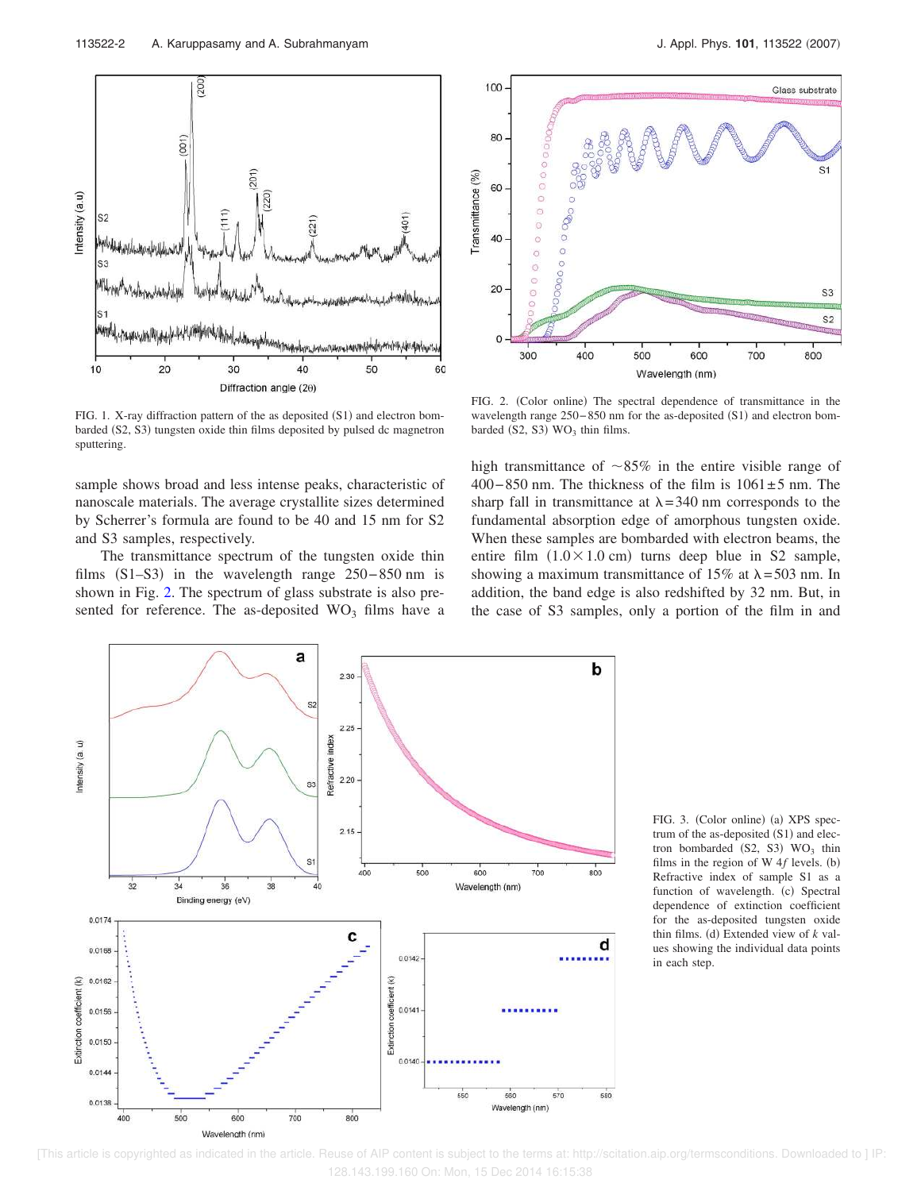FIG. 1. X-ray diffraction pattern of the as deposited (S1) and electron bombarded (S2, S3) tungsten oxide thin films deposited by pulsed dc magnetron sputtering.

FIG. 2. (Color online) The spectral dependence of transmittance in the wavelength range 250–850 nm for the as-deposited (S1) and electron bombarded (S2, S3) $WO_3$ thin films.

sample shows broad and less intense peaks, characteristic of nanoscale materials. The average crystallite sizes determined by Scherrer's formula are found to be 40 and 15 nm for S2 and S3 samples, respectively.

The transmittance spectrum of the tungsten oxide thin films (S1–S3) in the wavelength range 250–850 nm is shown in Fig. 2. The spectrum of glass substrate is also presented for reference. The as-deposited $WO_3$ films have a high transmittance of ~85% in the entire visible range of 400–850 nm. The thickness of the film is $1061 \pm 5$ nm. The sharp fall in transmittance at $\lambda = 340$ nm corresponds to the fundamental absorption edge of amorphous tungsten oxide. When these samples are bombarded with electron beams, the entire film ($1.0 \times 1.0$ cm) turns deep blue in S2 sample, showing a maximum transmittance of 15% at $\lambda = 503$ nm. In addition, the band edge is also redshifted by 32 nm. But, in the case of S3 samples, only a portion of the film in and

FIG. 3. (Color online) (a) XPS spectrum of the as-deposited (S1) and electron bombarded (S2, S3) $WO_3$ thin films in the region of W 4*f* levels. (b) Refractive index of sample S1 as a function of wavelength. (c) Spectral dependence of extinction coefficient for the as-deposited tungsten oxide thin films. (d) Extended view of *k* values showing the individual data points in each step.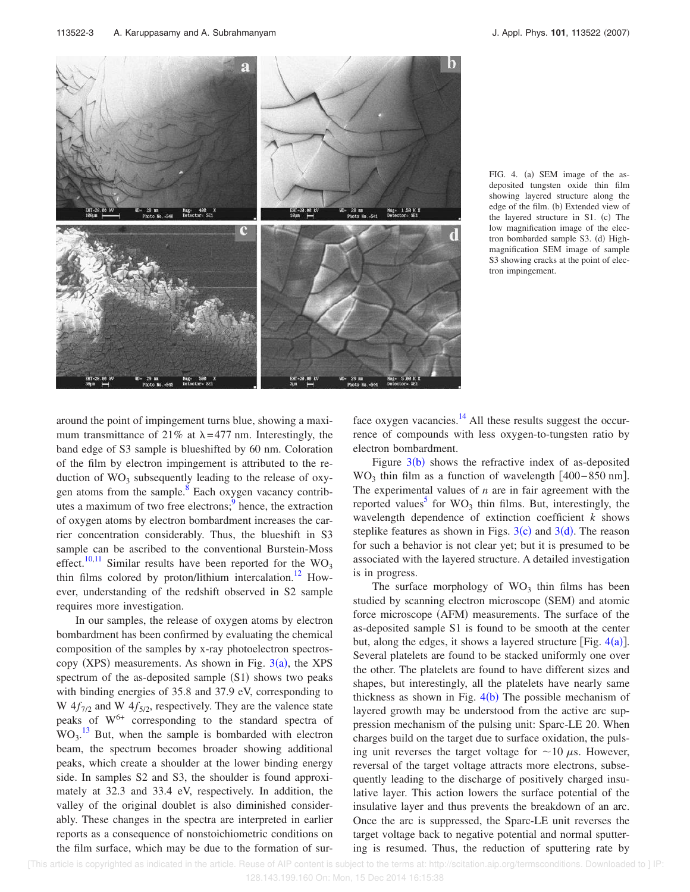FIG. 4. (a) SEM image of the as-deposited tungsten oxide thin film showing layered structure along the edge of the film. (b) Extended view of the layered structure in S1. (c) The low magnification image of the electron bombarded sample S3. (d) High-magnification SEM image of sample S3 showing cracks at the point of electron impingement.

around the point of impingement turns blue, showing a maximum transmittance of 21% at $\lambda = 477$ nm. Interestingly, the band edge of S3 sample is blueshifted by 60 nm. Coloration of the film by electron impingement is attributed to the reduction of $WO_3$ subsequently leading to the release of oxygen atoms from the sample.[8] Each oxygen vacancy contributes a maximum of two free electrons;[9] hence, the extraction of oxygen atoms by electron bombardment increases the carrier concentration considerably. Thus, the blueshift in S3 sample can be ascribed to the conventional Burstein-Moss effect.[10,11] Similar results have been reported for the $WO_3$ thin films colored by proton/lithium intercalation.[12] However, understanding of the redshift observed in S2 sample requires more investigation.

In our samples, the release of oxygen atoms by electron bombardment has been confirmed by evaluating the chemical composition of the samples by x-ray photoelectron spectroscopy (XPS) measurements. As shown in Fig. 3(a), the XPS spectrum of the as-deposited sample (S1) shows two peaks with binding energies of 35.8 and 37.9 eV, corresponding to W $4f_{7/2}$ and W $4f_{5/2}$, respectively. They are the valence state peaks of $W^{6+}$ corresponding to the standard spectra of $WO_3$.[13] But, when the sample is bombarded with electron beam, the spectrum becomes broader showing additional peaks, which create a shoulder at the lower binding energy side. In samples S2 and S3, the shoulder is found approximately at 32.3 and 33.4 eV, respectively. In addition, the valley of the original doublet is also diminished considerably. These changes in the spectra are interpreted in earlier reports as a consequence of nonstoichiometric conditions on the film surface, which may be due to the formation of surface oxygen vacancies.[14] All these results suggest the occurrence of compounds with less oxygen-to-tungsten ratio by electron bombardment.

Figure 3(b) shows the refractive index of as-deposited $WO_3$ thin film as a function of wavelength [400–850 nm]. The experimental values of $n$ are in fair agreement with the reported values[5] for $WO_3$ thin films. But, interestingly, the wavelength dependence of extinction coefficient $k$ shows steplike features as shown in Figs. 3(c) and 3(d). The reason for such a behavior is not clear yet; but it is presumed to be associated with the layered structure. A detailed investigation is in progress.

The surface morphology of $WO_3$ thin films has been studied by scanning electron microscope (SEM) and atomic force microscope (AFM) measurements. The surface of the as-deposited sample S1 is found to be smooth at the center but, along the edges, it shows a layered structure [Fig. 4(a)]. Several platelets are found to be stacked uniformly one over the other. The platelets are found to have different sizes and shapes, but interestingly, all the platelets have nearly same thickness as shown in Fig. 4(b) The possible mechanism of layered growth may be understood from the active arc suppression mechanism of the pulsing unit: Sparc-LE 20. When charges build on the target due to surface oxidation, the pulsing unit reverses the target voltage for $\sim 10$ $\mu$s. However, reversal of the target voltage attracts more electrons, subsequently leading to the discharge of positively charged insulative layer. This action lowers the surface potential of the insulative layer and thus prevents the breakdown of an arc. Once the arc is suppressed, the Sparc-LE unit reverses the target voltage back to negative potential and normal sputtering is resumed. Thus, the reduction of sputtering rate by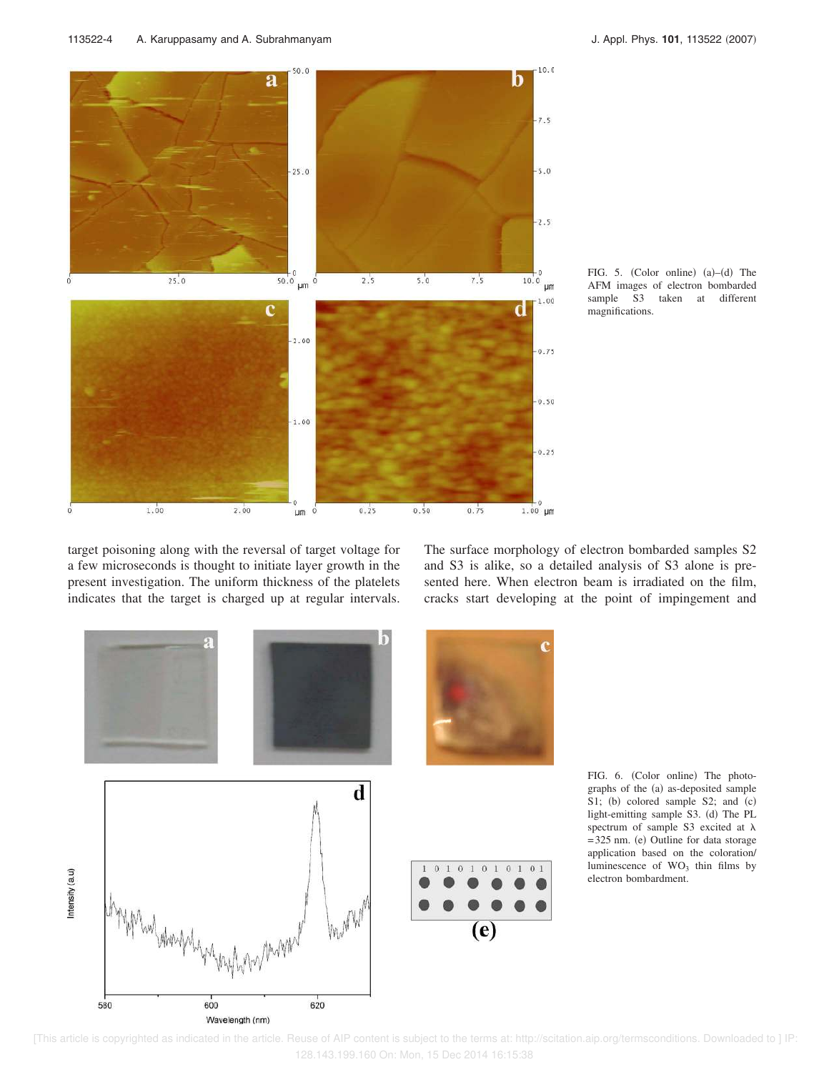FIG. 5. (Color online) (a)–(d) The AFM images of electron bombarded sample S3 taken at different magnifications.

target poisoning along with the reversal of target voltage for a few microseconds is thought to initiate layer growth in the present investigation. The uniform thickness of the platelets indicates that the target is charged up at regular intervals.

The surface morphology of electron bombarded samples S2 and S3 is alike, so a detailed analysis of S3 alone is presented here. When electron beam is irradiated on the film, cracks start developing at the point of impingement and

FIG. 6. (Color online) The photographs of the (a) as-deposited sample S1; (b) colored sample S2; and (c) light-emitting sample S3. (d) The PL spectrum of sample S3 excited at $\lambda = 325$ nm. (e) Outline for data storage application based on the coloration/luminescence of $WO_3$ thin films by electron bombardment.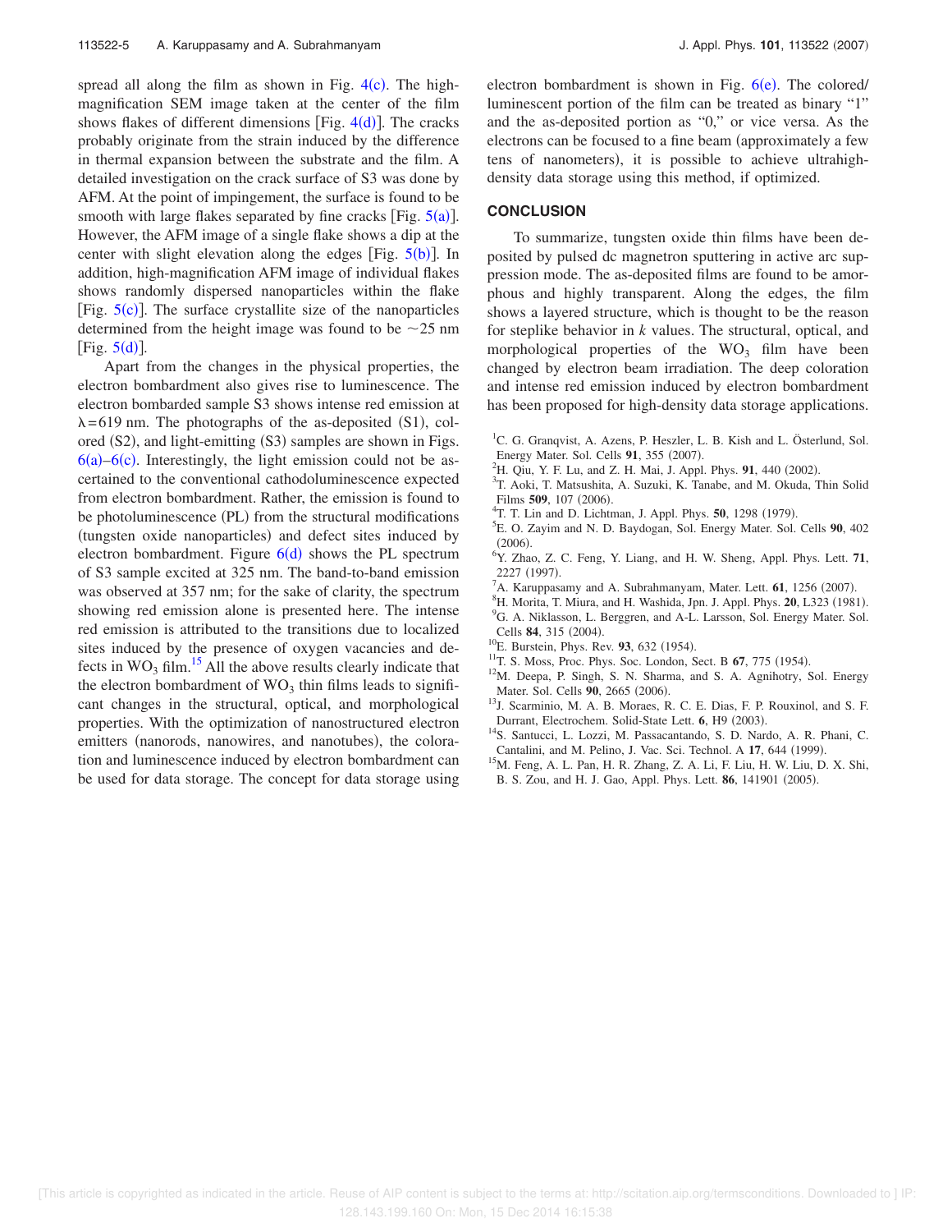spread all along the film as shown in Fig. 4(c). The high-magnification SEM image taken at the center of the film shows flakes of different dimensions [Fig. 4(d)]. The cracks probably originate from the strain induced by the difference in thermal expansion between the substrate and the film. A detailed investigation on the crack surface of S3 was done by AFM. At the point of impingement, the surface is found to be smooth with large flakes separated by fine cracks [Fig. 5(a)]. However, the AFM image of a single flake shows a dip at the center with slight elevation along the edges [Fig. 5(b)]. In addition, high-magnification AFM image of individual flakes shows randomly dispersed nanoparticles within the flake [Fig. 5(c)]. The surface crystallite size of the nanoparticles determined from the height image was found to be $\sim$25 nm [Fig. 5(d)].

Apart from the changes in the physical properties, the electron bombardment also gives rise to luminescence. The electron bombarded sample S3 shows intense red emission at $\lambda$=619 nm. The photographs of the as-deposited (S1), colored (S2), and light-emitting (S3) samples are shown in Figs. 6(a)–6(c). Interestingly, the light emission could not be ascertained to the conventional cathodoluminescence expected from electron bombardment. Rather, the emission is found to be photoluminescence (PL) from the structural modifications (tungsten oxide nanoparticles) and defect sites induced by electron bombardment. Figure 6(d) shows the PL spectrum of S3 sample excited at 325 nm. The band-to-band emission was observed at 357 nm; for the sake of clarity, the spectrum showing red emission alone is presented here. The intense red emission is attributed to the transitions due to localized sites induced by the presence of oxygen vacancies and defects in $WO_3$ film.[15] All the above results clearly indicate that the electron bombardment of $WO_3$ thin films leads to significant changes in the structural, optical, and morphological properties. With the optimization of nanostructured electron emitters (nanorods, nanowires, and nanotubes), the coloration and luminescence induced by electron bombardment can be used for data storage. The concept for data storage using electron bombardment is shown in Fig. 6(e). The colored/luminescent portion of the film can be treated as binary "1" and the as-deposited portion as "0," or vice versa. As the electrons can be focused to a fine beam (approximately a few tens of nanometers), it is possible to achieve ultrahigh-density data storage using this method, if optimized.

## CONCLUSION

To summarize, tungsten oxide thin films have been deposited by pulsed dc magnetron sputtering in active arc suppression mode. The as-deposited films are found to be amorphous and highly transparent. Along the edges, the film shows a layered structure, which is thought to be the reason for steplike behavior in $k$ values. The structural, optical, and morphological properties of the $WO_3$ film have been changed by electron beam irradiation. The deep coloration and intense red emission induced by electron bombardment has been proposed for high-density data storage applications.

[1] C. G. Granqvist, A. Azens, P. Heszler, L. B. Kish and L. Österlund, Sol. Energy Mater. Sol. Cells **91**, 355 (2007).
[2] H. Qiu, Y. F. Lu, and Z. H. Mai, J. Appl. Phys. **91**, 440 (2002).
[3] T. Aoki, T. Matsushita, A. Suzuki, K. Tanabe, and M. Okuda, Thin Solid Films **509**, 107 (2006).
[4] T. T. Lin and D. Lichtman, J. Appl. Phys. **50**, 1298 (1979).
[5] E. O. Zayim and N. D. Baydogan, Sol. Energy Mater. Sol. Cells **90**, 402 (2006).
[6] Y. Zhao, Z. C. Feng, Y. Liang, and H. W. Sheng, Appl. Phys. Lett. **71**, 2227 (1997).
[7] A. Karuppasamy and A. Subrahmanyam, Mater. Lett. **61**, 1256 (2007).
[8] H. Morita, T. Miura, and H. Washida, Jpn. J. Appl. Phys. **20**, L323 (1981).
[9] G. A. Niklasson, L. Berggren, and A-L. Larsson, Sol. Energy Mater. Sol. Cells **84**, 315 (2004).
[10] E. Burstein, Phys. Rev. **93**, 632 (1954).
[11] T. S. Moss, Proc. Phys. Soc. London, Sect. B **67**, 775 (1954).
[12] M. Deepa, P. Singh, S. N. Sharma, and S. A. Agnihotry, Sol. Energy Mater. Sol. Cells **90**, 2665 (2006).
[13] J. Scarminio, M. A. B. Moraes, R. C. E. Dias, F. P. Rouxinol, and S. F. Durrant, Electrochem. Solid-State Lett. **6**, H9 (2003).
[14] S. Santucci, L. Lozzi, M. Passacantando, S. D. Nardo, A. R. Phani, C. Cantalini, and M. Pelino, J. Vac. Sci. Technol. A **17**, 644 (1999).
[15] M. Feng, A. L. Pan, H. R. Zhang, Z. A. Li, F. Liu, H. W. Liu, D. X. Shi, B. S. Zou, and H. J. Gao, Appl. Phys. Lett. **86**, 141901 (2005).